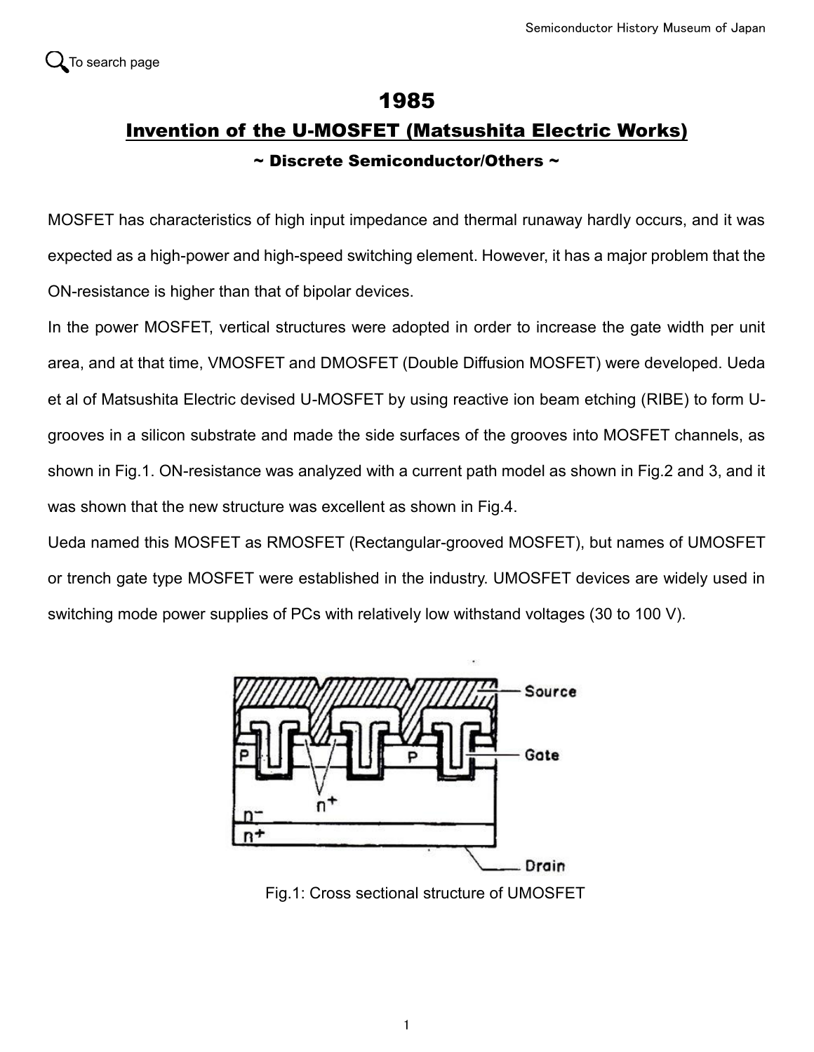# 1985

## Invention of the U-MOSFET (Matsushita Electric Works)

### ~ Discrete Semiconductor/Others ~

MOSFET has characteristics of high input impedance and thermal runaway hardly occurs, and it was expected as a high-power and high-speed switching element. However, it has a major problem that the ON-resistance is higher than that of bipolar devices.

In the power MOSFET, vertical structures were adopted in order to increase the gate width per unit area, and at that time, VMOSFET and DMOSFET (Double Diffusion MOSFET) were developed. Ueda et al of Matsushita Electric devised U-MOSFET by using reactive ion beam etching (RIBE) to form U-grooves in a silicon substrate and made the side surfaces of the grooves into MOSFET channels, as shown in Fig.1. ON-resistance was analyzed with a current path model as shown in Fig.2 and 3, and it was shown that the new structure was excellent as shown in Fig.4.

Ueda named this MOSFET as RMOSFET (Rectangular-grooved MOSFET), but names of UMOSFET or trench gate type MOSFET were established in the industry. UMOSFET devices are widely used in switching mode power supplies of PCs with relatively low withstand voltages (30 to 100 V).

Fig.1: Cross sectional structure of UMOSFET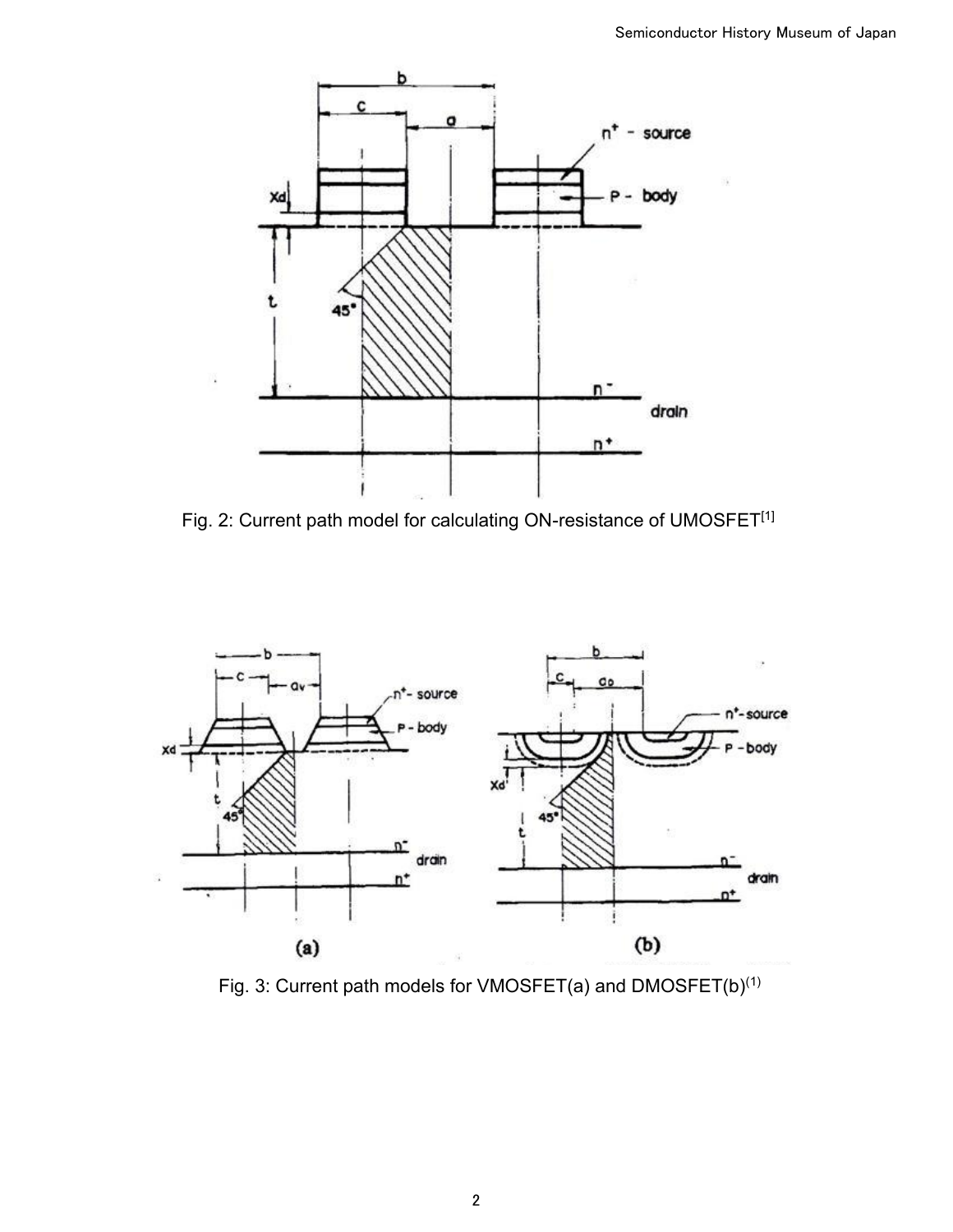Fig. 2: Current path model for calculating ON-resistance of UMOSFET[1]

Fig. 3: Current path models for VMOSFET(a) and DMOSFET(b)(1)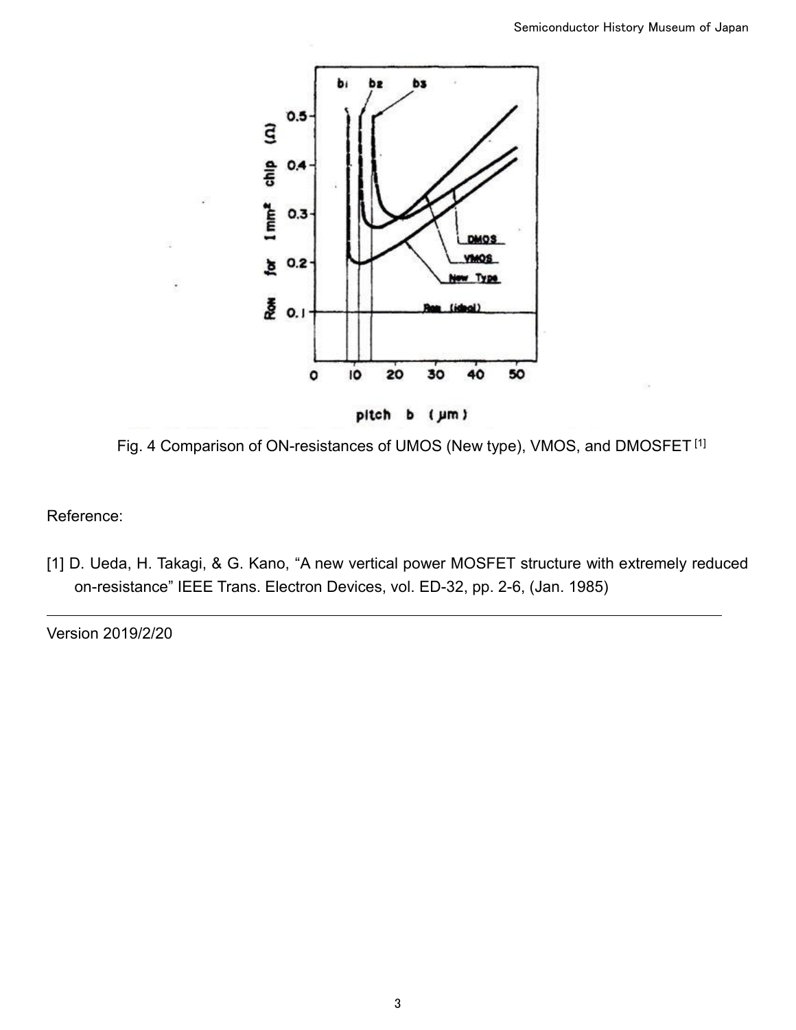b1 b2 b3

0.5
0.4
0.3
0.2
0.1

RON for 1 mm² chip (Ω)

DMOS
VMOS
New Type
Ron (ideal)

0 10 20 30 40 50

pitch b (μm)

Fig. 4 Comparison of ON-resistances of UMOS (New type), VMOS, and DMOSFET [1]

Reference:

[1] D. Ueda, H. Takagi, & G. Kano, "A new vertical power MOSFET structure with extremely reduced on-resistance" IEEE Trans. Electron Devices, vol. ED-32, pp. 2-6, (Jan. 1985)

---

Version 2019/2/20